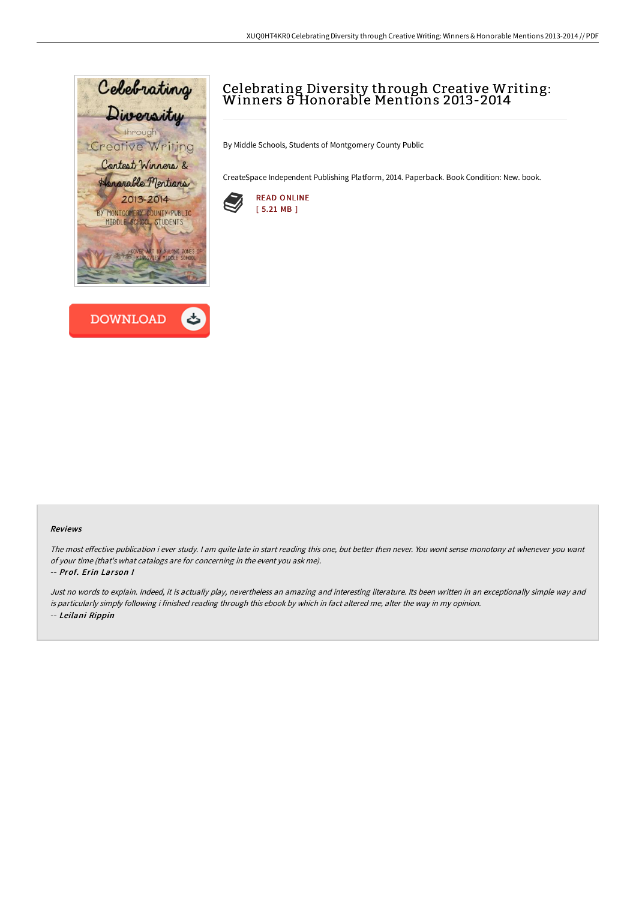# Celebrating Diversity through Creative Writing: Winners & Honorable Mentions 2013-2014

By Middle Schools, Students of Montgomery County Public

CreateSpace Independent Publishing Platform, 2014. Paperback. Book Condition: New. book.

READ ONLINE
[ 5.21 MB ]

DOWNLOAD

#### Reviews

*The most effective publication i ever study. I am quite late in start reading this one, but better then never. You wont sense monotony at whenever you want of your time (that's what catalogs are for concerning in the event you ask me).*

*-- **Prof. Erin Larson I***

*Just no words to explain. Indeed, it is actually play, nevertheless an amazing and interesting literature. Its been written in an exceptionally simple way and is particularly simply following i finished reading through this ebook by which in fact altered me, alter the way in my opinion.*

*-- **Leilani Rippin***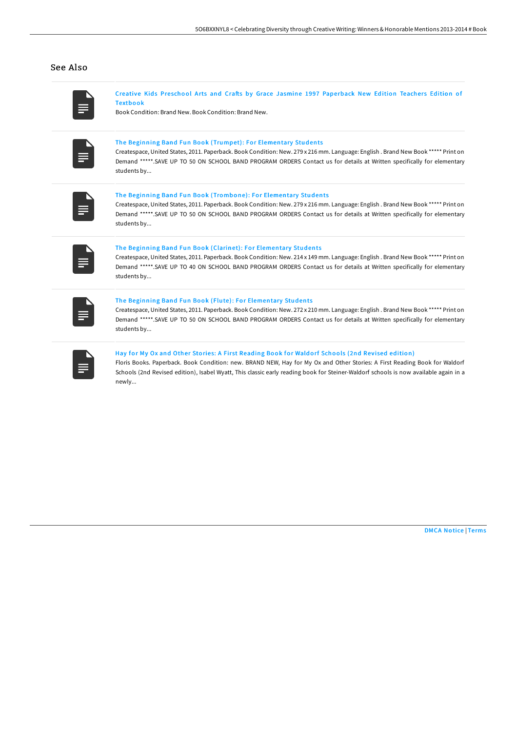## See Also

**Creative Kids Preschool Arts and Crafts by Grace Jasmine 1997 Paperback New Edition Teachers Edition of Textbook**

Book Condition: Brand New. Book Condition: Brand New.

**The Beginning Band Fun Book (Trumpet): For Elementary Students**

Createspace, United States, 2011. Paperback. Book Condition: New. 279 x 216 mm. Language: English . Brand New Book ***** Print on Demand *****.SAVE UP TO 50 ON SCHOOL BAND PROGRAM ORDERS Contact us for details at Written specifically for elementary students by...

**The Beginning Band Fun Book (Trombone): For Elementary Students**

Createspace, United States, 2011. Paperback. Book Condition: New. 279 x 216 mm. Language: English . Brand New Book ***** Print on Demand *****.SAVE UP TO 50 ON SCHOOL BAND PROGRAM ORDERS Contact us for details at Written specifically for elementary students by...

**The Beginning Band Fun Book (Clarinet): For Elementary Students**

Createspace, United States, 2011. Paperback. Book Condition: New. 214 x 149 mm. Language: English . Brand New Book ***** Print on Demand *****.SAVE UP TO 40 ON SCHOOL BAND PROGRAM ORDERS Contact us for details at Written specifically for elementary students by...

**The Beginning Band Fun Book (Flute): For Elementary Students**

Createspace, United States, 2011. Paperback. Book Condition: New. 272 x 210 mm. Language: English . Brand New Book ***** Print on Demand *****.SAVE UP TO 50 ON SCHOOL BAND PROGRAM ORDERS Contact us for details at Written specifically for elementary students by...

**Hay for My Ox and Other Stories: A First Reading Book for Waldorf Schools (2nd Revised edition)**

Floris Books. Paperback. Book Condition: new. BRAND NEW, Hay for My Ox and Other Stories: A First Reading Book for Waldorf Schools (2nd Revised edition), Isabel Wyatt, This classic early reading book for Steiner-Waldorf schools is now available again in a newly...

DMCA Notice | Terms